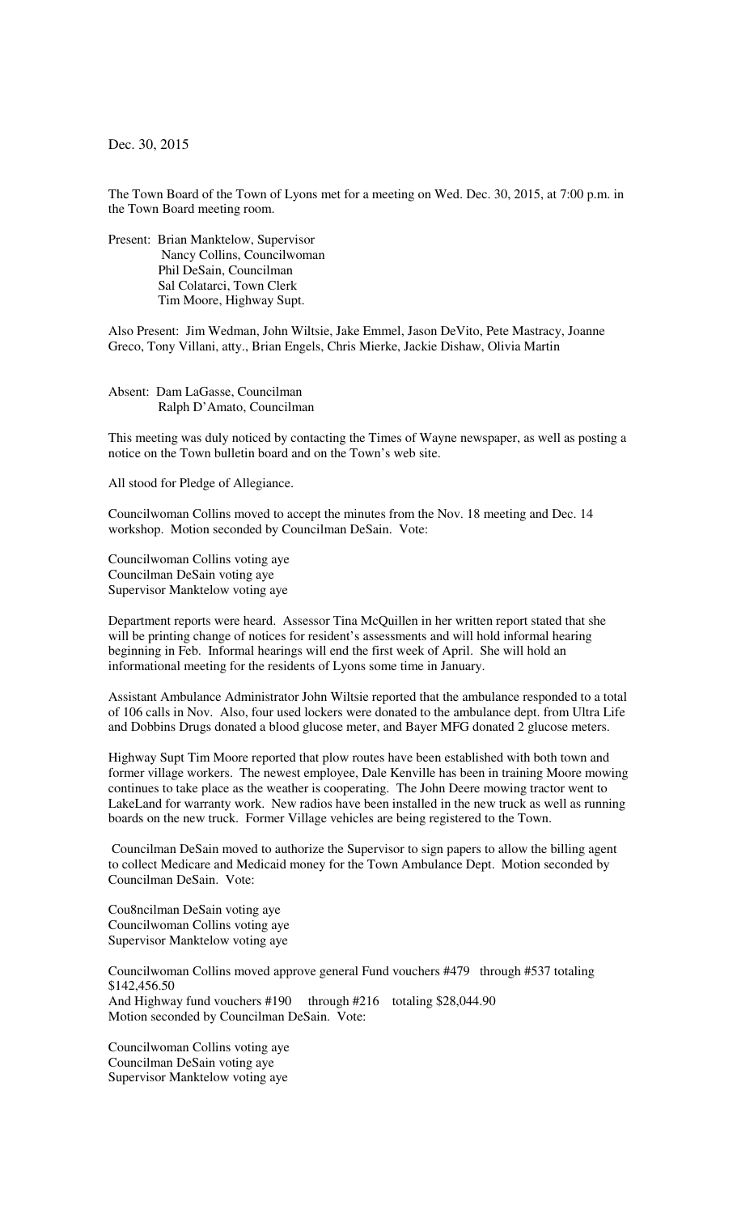Dec. 30, 2015

The Town Board of the Town of Lyons met for a meeting on Wed. Dec. 30, 2015, at 7:00 p.m. in the Town Board meeting room.

Present: Brian Manktelow, Supervisor
Nancy Collins, Councilwoman
Phil DeSain, Councilman
Sal Colatarci, Town Clerk
Tim Moore, Highway Supt.

Also Present: Jim Wedman, John Wiltsie, Jake Emmel, Jason DeVito, Pete Mastracy, Joanne Greco, Tony Villani, atty., Brian Engels, Chris Mierke, Jackie Dishaw, Olivia Martin

Absent: Dam LaGasse, Councilman
Ralph D'Amato, Councilman

This meeting was duly noticed by contacting the Times of Wayne newspaper, as well as posting a notice on the Town bulletin board and on the Town's web site.

All stood for Pledge of Allegiance.

Councilwoman Collins moved to accept the minutes from the Nov. 18 meeting and Dec. 14 workshop. Motion seconded by Councilman DeSain. Vote:

Councilwoman Collins voting aye
Councilman DeSain voting aye
Supervisor Manktelow voting aye

Department reports were heard. Assessor Tina McQuillen in her written report stated that she will be printing change of notices for resident's assessments and will hold informal hearing beginning in Feb. Informal hearings will end the first week of April. She will hold an informational meeting for the residents of Lyons some time in January.

Assistant Ambulance Administrator John Wiltsie reported that the ambulance responded to a total of 106 calls in Nov. Also, four used lockers were donated to the ambulance dept. from Ultra Life and Dobbins Drugs donated a blood glucose meter, and Bayer MFG donated 2 glucose meters.

Highway Supt Tim Moore reported that plow routes have been established with both town and former village workers. The newest employee, Dale Kenville has been in training Moore mowing continues to take place as the weather is cooperating. The John Deere mowing tractor went to LakeLand for warranty work. New radios have been installed in the new truck as well as running boards on the new truck. Former Village vehicles are being registered to the Town.

Councilman DeSain moved to authorize the Supervisor to sign papers to allow the billing agent to collect Medicare and Medicaid money for the Town Ambulance Dept. Motion seconded by Councilman DeSain. Vote:

Cou8ncilman DeSain voting aye
Councilwoman Collins voting aye
Supervisor Manktelow voting aye

Councilwoman Collins moved approve general Fund vouchers #479 through #537 totaling $142,456.50
And Highway fund vouchers #190 through #216 totaling $28,044.90
Motion seconded by Councilman DeSain. Vote:

Councilwoman Collins voting aye
Councilman DeSain voting aye
Supervisor Manktelow voting aye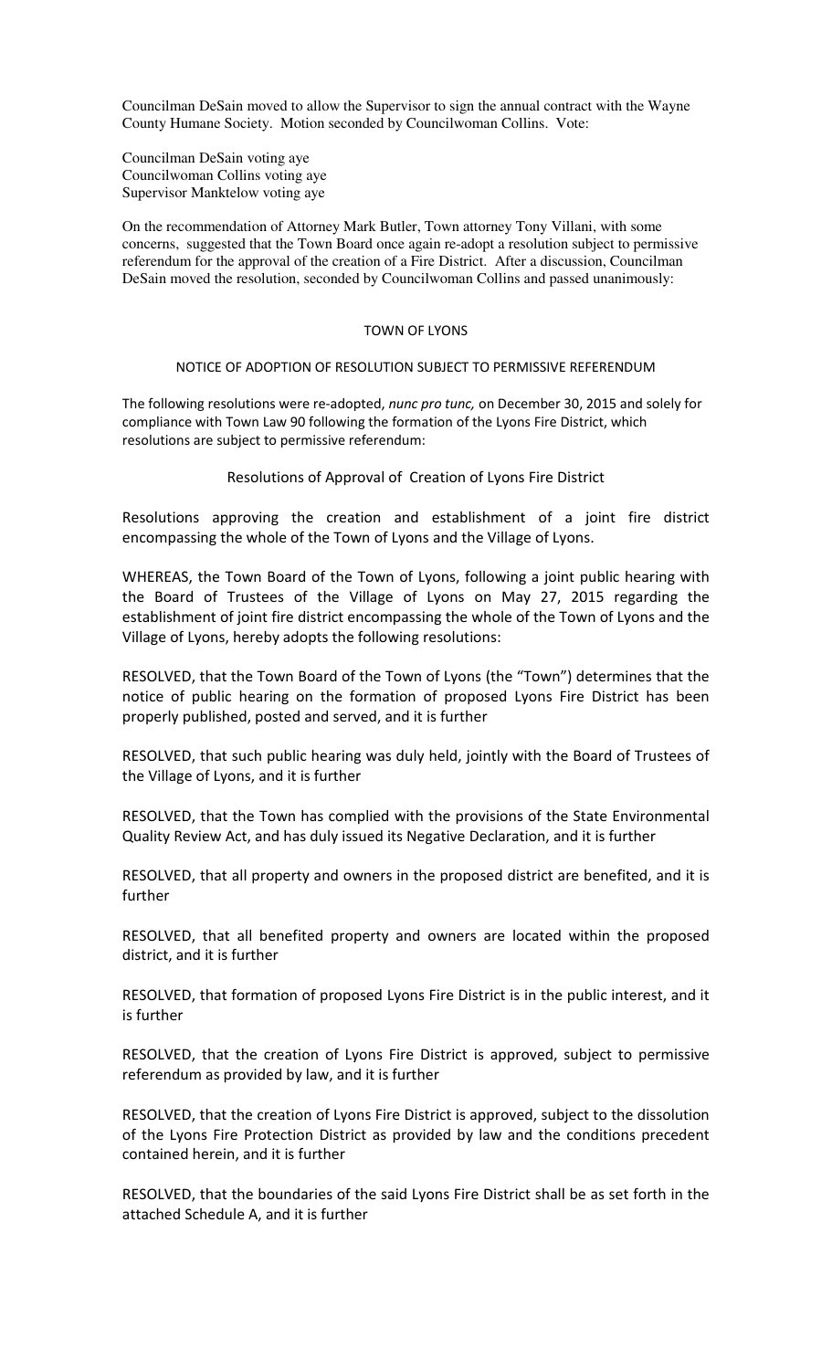Councilman DeSain moved to allow the Supervisor to sign the annual contract with the Wayne County Humane Society. Motion seconded by Councilwoman Collins. Vote:

Councilman DeSain voting aye
Councilwoman Collins voting aye
Supervisor Manktelow voting aye

On the recommendation of Attorney Mark Butler, Town attorney Tony Villani, with some concerns, suggested that the Town Board once again re-adopt a resolution subject to permissive referendum for the approval of the creation of a Fire District. After a discussion, Councilman DeSain moved the resolution, seconded by Councilwoman Collins and passed unanimously:

TOWN OF LYONS

NOTICE OF ADOPTION OF RESOLUTION SUBJECT TO PERMISSIVE REFERENDUM

The following resolutions were re-adopted, *nunc pro tunc,* on December 30, 2015 and solely for compliance with Town Law 90 following the formation of the Lyons Fire District, which resolutions are subject to permissive referendum:

Resolutions of Approval of Creation of Lyons Fire District

Resolutions approving the creation and establishment of a joint fire district encompassing the whole of the Town of Lyons and the Village of Lyons.

WHEREAS, the Town Board of the Town of Lyons, following a joint public hearing with the Board of Trustees of the Village of Lyons on May 27, 2015 regarding the establishment of joint fire district encompassing the whole of the Town of Lyons and the Village of Lyons, hereby adopts the following resolutions:

RESOLVED, that the Town Board of the Town of Lyons (the "Town") determines that the notice of public hearing on the formation of proposed Lyons Fire District has been properly published, posted and served, and it is further

RESOLVED, that such public hearing was duly held, jointly with the Board of Trustees of the Village of Lyons, and it is further

RESOLVED, that the Town has complied with the provisions of the State Environmental Quality Review Act, and has duly issued its Negative Declaration, and it is further

RESOLVED, that all property and owners in the proposed district are benefited, and it is further

RESOLVED, that all benefited property and owners are located within the proposed district, and it is further

RESOLVED, that formation of proposed Lyons Fire District is in the public interest, and it is further

RESOLVED, that the creation of Lyons Fire District is approved, subject to permissive referendum as provided by law, and it is further

RESOLVED, that the creation of Lyons Fire District is approved, subject to the dissolution of the Lyons Fire Protection District as provided by law and the conditions precedent contained herein, and it is further

RESOLVED, that the boundaries of the said Lyons Fire District shall be as set forth in the attached Schedule A, and it is further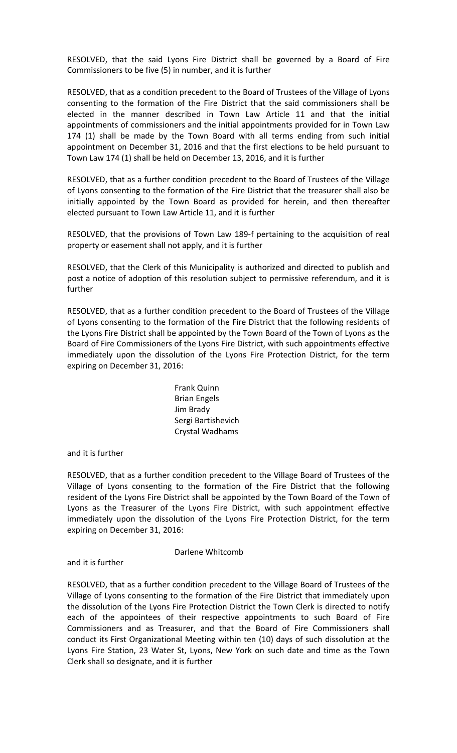RESOLVED, that the said Lyons Fire District shall be governed by a Board of Fire Commissioners to be five (5) in number, and it is further

RESOLVED, that as a condition precedent to the Board of Trustees of the Village of Lyons consenting to the formation of the Fire District that the said commissioners shall be elected in the manner described in Town Law Article 11 and that the initial appointments of commissioners and the initial appointments provided for in Town Law 174 (1) shall be made by the Town Board with all terms ending from such initial appointment on December 31, 2016 and that the first elections to be held pursuant to Town Law 174 (1) shall be held on December 13, 2016, and it is further

RESOLVED, that as a further condition precedent to the Board of Trustees of the Village of Lyons consenting to the formation of the Fire District that the treasurer shall also be initially appointed by the Town Board as provided for herein, and then thereafter elected pursuant to Town Law Article 11, and it is further

RESOLVED, that the provisions of Town Law 189-f pertaining to the acquisition of real property or easement shall not apply, and it is further

RESOLVED, that the Clerk of this Municipality is authorized and directed to publish and post a notice of adoption of this resolution subject to permissive referendum, and it is further

RESOLVED, that as a further condition precedent to the Board of Trustees of the Village of Lyons consenting to the formation of the Fire District that the following residents of the Lyons Fire District shall be appointed by the Town Board of the Town of Lyons as the Board of Fire Commissioners of the Lyons Fire District, with such appointments effective immediately upon the dissolution of the Lyons Fire Protection District, for the term expiring on December 31, 2016:

Frank Quinn
Brian Engels
Jim Brady
Sergi Bartishevich
Crystal Wadhams

and it is further

RESOLVED, that as a further condition precedent to the Village Board of Trustees of the Village of Lyons consenting to the formation of the Fire District that the following resident of the Lyons Fire District shall be appointed by the Town Board of the Town of Lyons as the Treasurer of the Lyons Fire District, with such appointment effective immediately upon the dissolution of the Lyons Fire Protection District, for the term expiring on December 31, 2016:

Darlene Whitcomb

and it is further

RESOLVED, that as a further condition precedent to the Village Board of Trustees of the Village of Lyons consenting to the formation of the Fire District that immediately upon the dissolution of the Lyons Fire Protection District the Town Clerk is directed to notify each of the appointees of their respective appointments to such Board of Fire Commissioners and as Treasurer, and that the Board of Fire Commissioners shall conduct its First Organizational Meeting within ten (10) days of such dissolution at the Lyons Fire Station, 23 Water St, Lyons, New York on such date and time as the Town Clerk shall so designate, and it is further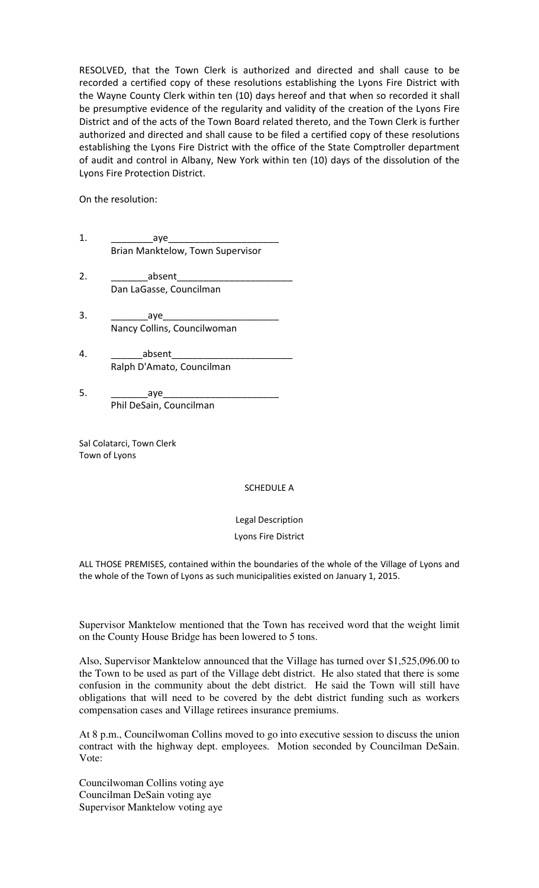RESOLVED, that the Town Clerk is authorized and directed and shall cause to be recorded a certified copy of these resolutions establishing the Lyons Fire District with the Wayne County Clerk within ten (10) days hereof and that when so recorded it shall be presumptive evidence of the regularity and validity of the creation of the Lyons Fire District and of the acts of the Town Board related thereto, and the Town Clerk is further authorized and directed and shall cause to be filed a certified copy of these resolutions establishing the Lyons Fire District with the office of the State Comptroller department of audit and control in Albany, New York within ten (10) days of the dissolution of the Lyons Fire Protection District.

On the resolution:

1. ________aye____________________
   Brian Manktelow, Town Supervisor

2. _______absent_____________________
   Dan LaGasse, Councilman

3. _______aye______________________
   Nancy Collins, Councilwoman

4. ______absent______________________
   Ralph D'Amato, Councilman

5. _______aye______________________
   Phil DeSain, Councilman

Sal Colatarci, Town Clerk
Town of Lyons

SCHEDULE A

Legal Description

Lyons Fire District

ALL THOSE PREMISES, contained within the boundaries of the whole of the Village of Lyons and the whole of the Town of Lyons as such municipalities existed on January 1, 2015.

Supervisor Manktelow mentioned that the Town has received word that the weight limit on the County House Bridge has been lowered to 5 tons.

Also, Supervisor Manktelow announced that the Village has turned over $1,525,096.00 to the Town to be used as part of the Village debt district. He also stated that there is some confusion in the community about the debt district. He said the Town will still have obligations that will need to be covered by the debt district funding such as workers compensation cases and Village retirees insurance premiums.

At 8 p.m., Councilwoman Collins moved to go into executive session to discuss the union contract with the highway dept. employees. Motion seconded by Councilman DeSain. Vote:

Councilwoman Collins voting aye
Councilman DeSain voting aye
Supervisor Manktelow voting aye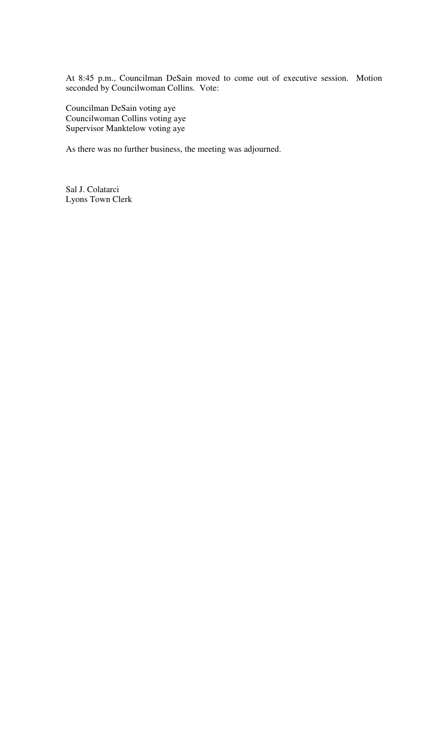At 8:45 p.m., Councilman DeSain moved to come out of executive session. Motion seconded by Councilwoman Collins. Vote:

Councilman DeSain voting aye
Councilwoman Collins voting aye
Supervisor Manktelow voting aye

As there was no further business, the meeting was adjourned.

Sal J. Colatarci
Lyons Town Clerk